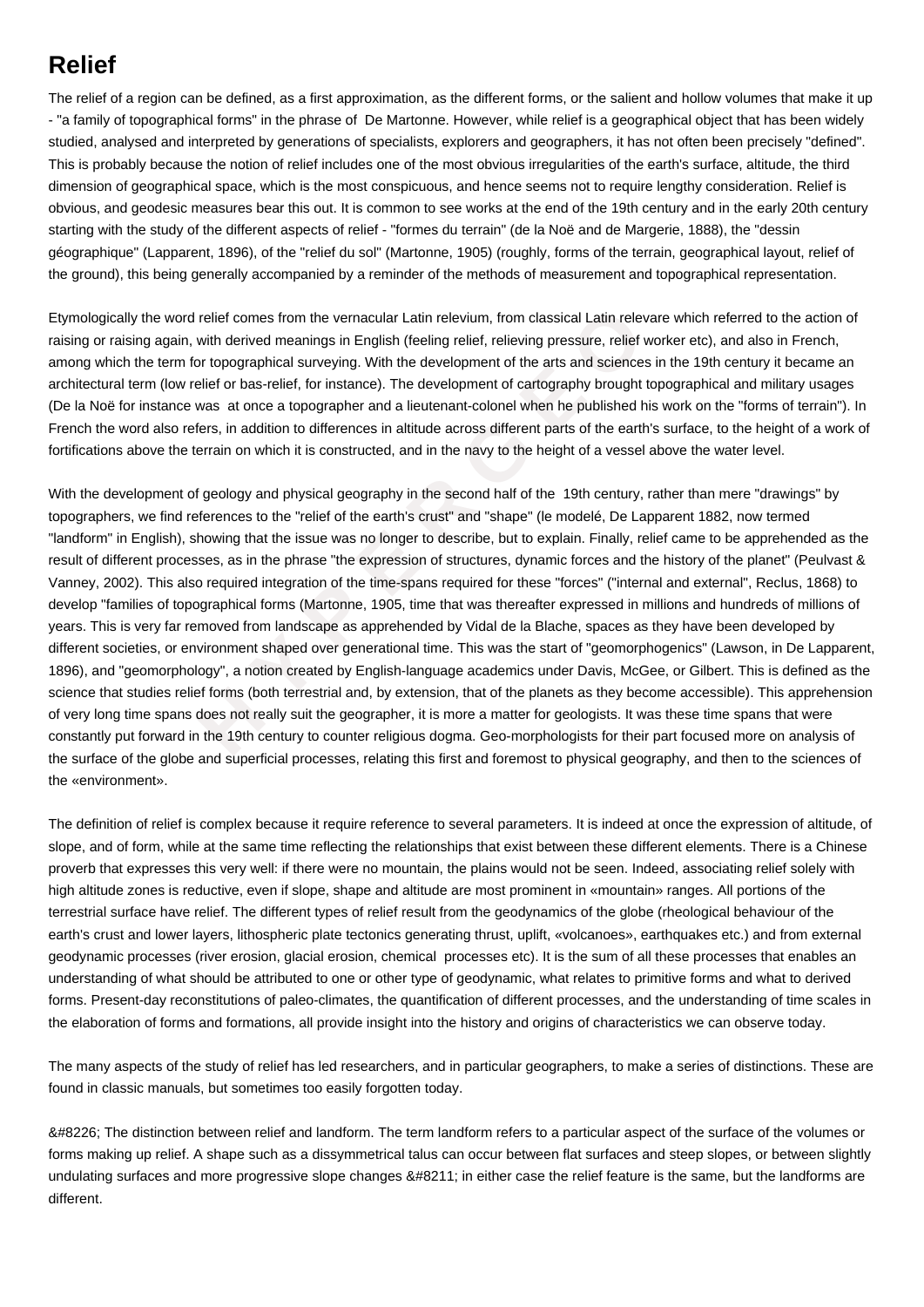# Relief

The relief of a region can be defined, as a first approximation, as the different forms, or the salient and hollow volumes that make it up - "a family of topographical forms" in the phrase of De Martonne. However, while relief is a geographical object that has been widely studied, analysed and interpreted by generations of specialists, explorers and geographers, it has not often been precisely "defined". This is probably because the notion of relief includes one of the most obvious irregularities of the earth's surface, altitude, the third dimension of geographical space, which is the most conspicuous, and hence seems not to require lengthy consideration. Relief is obvious, and geodesic measures bear this out. It is common to see works at the end of the 19th century and in the early 20th century starting with the study of the different aspects of relief - "formes du terrain" (de la Noë and de Margerie, 1888), the "dessin géographique" (Lapparent, 1896), of the "relief du sol" (Martonne, 1905) (roughly, forms of the terrain, geographical layout, relief of the ground), this being generally accompanied by a reminder of the methods of measurement and topographical representation.

Etymologically the word relief comes from the vernacular Latin relevium, from classical Latin relevare which referred to the action of raising or raising again, with derived meanings in English (feeling relief, relieving pressure, relief worker etc), and also in French, among which the term for topographical surveying. With the development of the arts and sciences in the 19th century it became an architectural term (low relief or bas-relief, for instance). The development of cartography brought topographical and military usages (De la Noë for instance was at once a topographer and a lieutenant-colonel when he published his work on the "forms of terrain"). In French the word also refers, in addition to differences in altitude across different parts of the earth's surface, to the height of a work of fortifications above the terrain on which it is constructed, and in the navy to the height of a vessel above the water level.

With the development of geology and physical geography in the second half of the 19th century, rather than mere "drawings" by topographers, we find references to the "relief of the earth's crust" and "shape" (le modelé, De Lapparent 1882, now termed "landform" in English), showing that the issue was no longer to describe, but to explain. Finally, relief came to be apprehended as the result of different processes, as in the phrase "the expression of structures, dynamic forces and the history of the planet" (Peulvast & Vanney, 2002). This also required integration of the time-spans required for these "forces" ("internal and external", Reclus, 1868) to develop "families of topographical forms (Martonne, 1905, time that was thereafter expressed in millions and hundreds of millions of years. This is very far removed from landscape as apprehended by Vidal de la Blache, spaces as they have been developed by different societies, or environment shaped over generational time. This was the start of "geomorphogenics" (Lawson, in De Lapparent, 1896), and "geomorphology", a notion created by English-language academics under Davis, McGee, or Gilbert. This is defined as the science that studies relief forms (both terrestrial and, by extension, that of the planets as they become accessible). This apprehension of very long time spans does not really suit the geographer, it is more a matter for geologists. It was these time spans that were constantly put forward in the 19th century to counter religious dogma. Geo-morphologists for their part focused more on analysis of the surface of the globe and superficial processes, relating this first and foremost to physical geography, and then to the sciences of the «environment».

The definition of relief is complex because it require reference to several parameters. It is indeed at once the expression of altitude, of slope, and of form, while at the same time reflecting the relationships that exist between these different elements. There is a Chinese proverb that expresses this very well: if there were no mountain, the plains would not be seen. Indeed, associating relief solely with high altitude zones is reductive, even if slope, shape and altitude are most prominent in «mountain» ranges. All portions of the terrestrial surface have relief. The different types of relief result from the geodynamics of the globe (rheological behaviour of the earth's crust and lower layers, lithospheric plate tectonics generating thrust, uplift, «volcanoes», earthquakes etc.) and from external geodynamic processes (river erosion, glacial erosion, chemical processes etc). It is the sum of all these processes that enables an understanding of what should be attributed to one or other type of geodynamic, what relates to primitive forms and what to derived forms. Present-day reconstitutions of paleo-climates, the quantification of different processes, and the understanding of time scales in the elaboration of forms and formations, all provide insight into the history and origins of characteristics we can observe today.

The many aspects of the study of relief has led researchers, and in particular geographers, to make a series of distinctions. These are found in classic manuals, but sometimes too easily forgotten today.

• The distinction between relief and landform. The term landform refers to a particular aspect of the surface of the volumes or forms making up relief. A shape such as a dissymmetrical talus can occur between flat surfaces and steep slopes, or between slightly undulating surfaces and more progressive slope changes – in either case the relief feature is the same, but the landforms are different.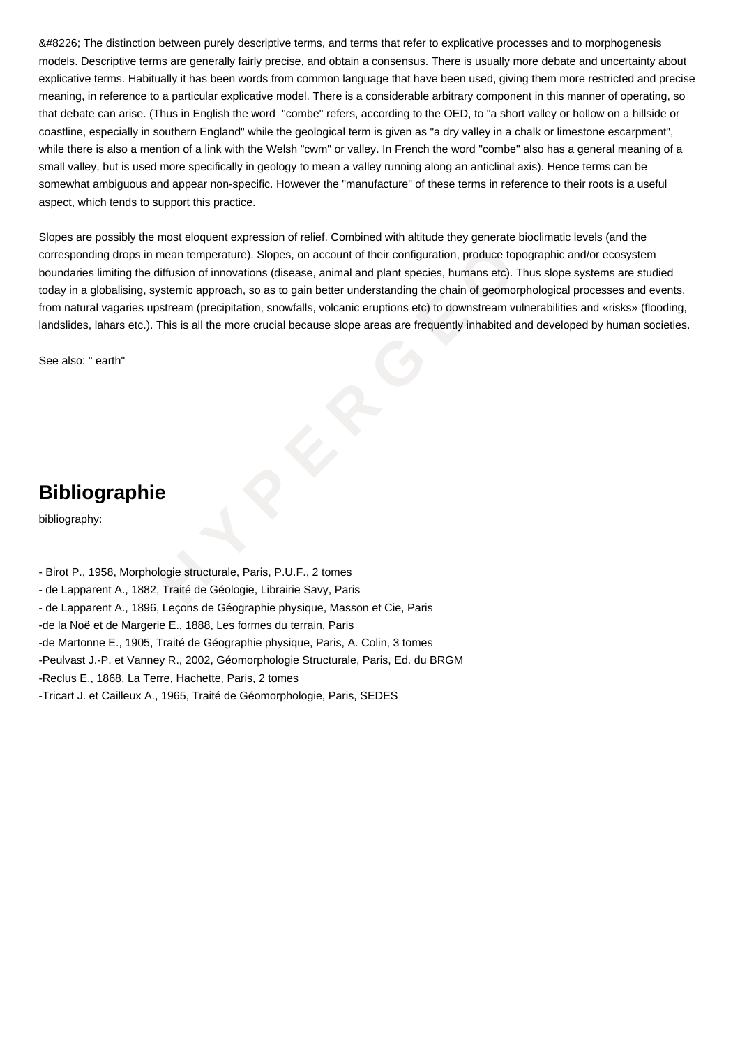&#8226; The distinction between purely descriptive terms, and terms that refer to explicative processes and to morphogenesis models. Descriptive terms are generally fairly precise, and obtain a consensus. There is usually more debate and uncertainty about explicative terms. Habitually it has been words from common language that have been used, giving them more restricted and precise meaning, in reference to a particular explicative model. There is a considerable arbitrary component in this manner of operating, so that debate can arise. (Thus in English the word "combe" refers, according to the OED, to "a short valley or hollow on a hillside or coastline, especially in southern England" while the geological term is given as "a dry valley in a chalk or limestone escarpment", while there is also a mention of a link with the Welsh "cwm" or valley. In French the word "combe" also has a general meaning of a small valley, but is used more specifically in geology to mean a valley running along an anticlinal axis). Hence terms can be somewhat ambiguous and appear non-specific. However the "manufacture" of these terms in reference to their roots is a useful aspect, which tends to support this practice.

Slopes are possibly the most eloquent expression of relief. Combined with altitude they generate bioclimatic levels (and the corresponding drops in mean temperature). Slopes, on account of their configuration, produce topographic and/or ecosystem boundaries limiting the diffusion of innovations (disease, animal and plant species, humans etc). Thus slope systems are studied today in a globalising, systemic approach, so as to gain better understanding the chain of geomorphological processes and events, from natural vagaries upstream (precipitation, snowfalls, volcanic eruptions etc) to downstream vulnerabilities and «risks» (flooding, landslides, lahars etc.). This is all the more crucial because slope areas are frequently inhabited and developed by human societies.

See also: " earth"

## Bibliographie

bibliography:

- Birot P., 1958, Morphologie structurale, Paris, P.U.F., 2 tomes
- de Lapparent A., 1882, Traité de Géologie, Librairie Savy, Paris
- de Lapparent A., 1896, Leçons de Géographie physique, Masson et Cie, Paris
- de la Noë et de Margerie E., 1888, Les formes du terrain, Paris
- de Martonne E., 1905, Traité de Géographie physique, Paris, A. Colin, 3 tomes
- Peulvast J.-P. et Vanney R., 2002, Géomorphologie Structurale, Paris, Ed. du BRGM
- Reclus E., 1868, La Terre, Hachette, Paris, 2 tomes
- Tricart J. et Cailleux A., 1965, Traité de Géomorphologie, Paris, SEDES